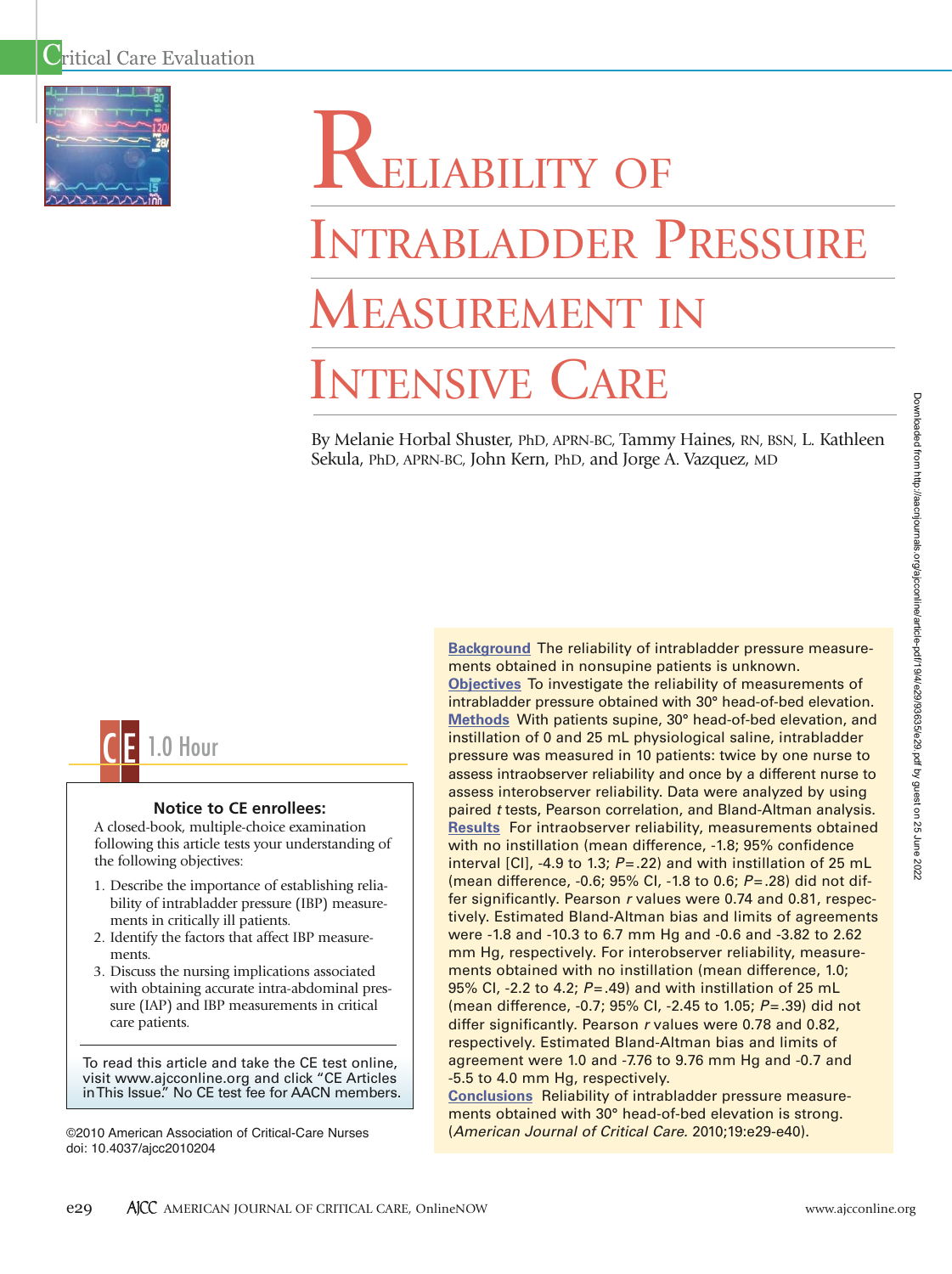Critical Care Evaluation

# Reliability of Intrabladder Pressure Measurement in Intensive Care

By Melanie Horbal Shuster, PhD, APRN-BC, Tammy Haines, RN, BSN, L. Kathleen Sekula, PhD, APRN-BC, John Kern, PhD, and Jorge A. Vazquez, MD

**Background** The reliability of intrabladder pressure measurements obtained in nonsupine patients is unknown.
**Objectives** To investigate the reliability of measurements of intrabladder pressure obtained with 30° head-of-bed elevation.
**Methods** With patients supine, 30° head-of-bed elevation, and instillation of 0 and 25 mL physiological saline, intrabladder pressure was measured in 10 patients: twice by one nurse to assess intraobserver reliability and once by a different nurse to assess interobserver reliability. Data were analyzed by using paired *t* tests, Pearson correlation, and Bland-Altman analysis.
**Results** For intraobserver reliability, measurements obtained with no instillation (mean difference, -1.8; 95% confidence interval [CI], -4.9 to 1.3; $P = .22$) and with instillation of 25 mL (mean difference, -0.6; 95% CI, -1.8 to 0.6; $P = .28$) did not differ significantly. Pearson *r* values were 0.74 and 0.81, respectively. Estimated Bland-Altman bias and limits of agreements were -1.8 and -10.3 to 6.7 mm Hg and -0.6 and -3.82 to 2.62 mm Hg, respectively. For interobserver reliability, measurements obtained with no instillation (mean difference, 1.0; 95% CI, -2.2 to 4.2; $P = .49$) and with instillation of 25 mL (mean difference, -0.7; 95% CI, -2.45 to 1.05; $P = .39$) did not differ significantly. Pearson *r* values were 0.78 and 0.82, respectively. Estimated Bland-Altman bias and limits of agreement were 1.0 and -7.76 to 9.76 mm Hg and -0.7 and -5.5 to 4.0 mm Hg, respectively.
**Conclusions** Reliability of intrabladder pressure measurements obtained with 30° head-of-bed elevation is strong. (*American Journal of Critical Care.* 2010;19:e29-e40).

CE 1.0 Hour

**Notice to CE enrollees:**

A closed-book, multiple-choice examination following this article tests your understanding of the following objectives:

1. Describe the importance of establishing reliability of intrabladder pressure (IBP) measurements in critically ill patients.
2. Identify the factors that affect IBP measurements.
3. Discuss the nursing implications associated with obtaining accurate intra-abdominal pressure (IAP) and IBP measurements in critical care patients.

To read this article and take the CE test online, visit www.ajcconline.org and click "CE Articles in This Issue." No CE test fee for AACN members.

©2010 American Association of Critical-Care Nurses
doi: 10.4037/ajcc2010204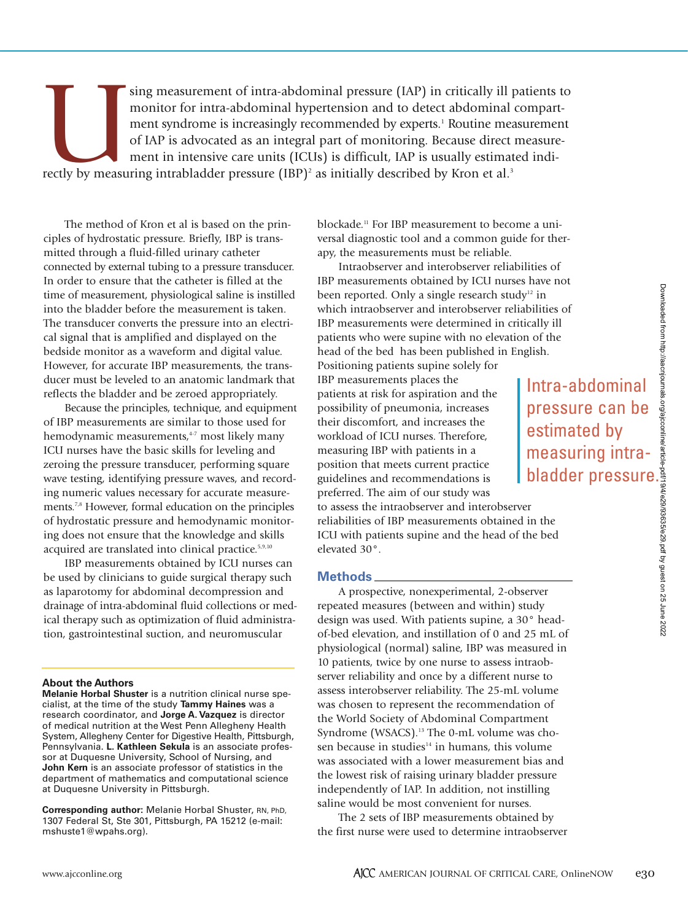Using measurement of intra-abdominal pressure (IAP) in critically ill patients to monitor for intra-abdominal hypertension and to detect abdominal compartment syndrome is increasingly recommended by experts.[1] Routine measurement of IAP is advocated as an integral part of monitoring. Because direct measurement in intensive care units (ICUs) is difficult, IAP is usually estimated indirectly by measuring intrabladder pressure (IBP)[2] as initially described by Kron et al.[3]

The method of Kron et al is based on the principles of hydrostatic pressure. Briefly, IBP is transmitted through a fluid-filled urinary catheter connected by external tubing to a pressure transducer. In order to ensure that the catheter is filled at the time of measurement, physiological saline is instilled into the bladder before the measurement is taken. The transducer converts the pressure into an electrical signal that is amplified and displayed on the bedside monitor as a waveform and digital value. However, for accurate IBP measurements, the transducer must be leveled to an anatomic landmark that reflects the bladder and be zeroed appropriately.

Because the principles, technique, and equipment of IBP measurements are similar to those used for hemodynamic measurements,[4-7] most likely many ICU nurses have the basic skills for leveling and zeroing the pressure transducer, performing square wave testing, identifying pressure waves, and recording numeric values necessary for accurate measurements.[7,8] However, formal education on the principles of hydrostatic pressure and hemodynamic monitoring does not ensure that the knowledge and skills acquired are translated into clinical practice.[5,9,10]

IBP measurements obtained by ICU nurses can be used by clinicians to guide surgical therapy such as laparotomy for abdominal decompression and drainage of intra-abdominal fluid collections or medical therapy such as optimization of fluid administration, gastrointestinal suction, and neuromuscular blockade.[11] For IBP measurement to become a universal diagnostic tool and a common guide for therapy, the measurements must be reliable.

Intraobserver and interobserver reliabilities of IBP measurements obtained by ICU nurses have not been reported. Only a single research study[12] in which intraobserver and interobserver reliabilities of IBP measurements were determined in critically ill patients who were supine with no elevation of the head of the bed has been published in English. Positioning patients supine solely for IBP measurements places the patients at risk for aspiration and the possibility of pneumonia, increases their discomfort, and increases the workload of ICU nurses. Therefore, measuring IBP with patients in a position that meets current practice guidelines and recommendations is preferred. The aim of our study was to assess the intraobserver and interobserver reliabilities of IBP measurements obtained in the ICU with patients supine and the head of the bed elevated 30°.

> Intra-abdominal pressure can be estimated by measuring intrabladder pressure.

## Methods

A prospective, nonexperimental, 2-observer repeated measures (between and within) study design was used. With patients supine, a 30° head-of-bed elevation, and instillation of 0 and 25 mL of physiological (normal) saline, IBP was measured in 10 patients, twice by one nurse to assess intraobserver reliability and once by a different nurse to assess interobserver reliability. The 25-mL volume was chosen to represent the recommendation of the World Society of Abdominal Compartment Syndrome (WSACS).[13] The 0-mL volume was chosen because in studies[14] in humans, this volume was associated with a lower measurement bias and the lowest risk of raising urinary bladder pressure independently of IAP. In addition, not instilling saline would be most convenient for nurses.

The 2 sets of IBP measurements obtained by the first nurse were used to determine intraobserver

---

**About the Authors**

**Melanie Horbal Shuster** is a nutrition clinical nurse specialist, at the time of the study **Tammy Haines** was a research coordinator, and **Jorge A. Vazquez** is director of medical nutrition at the West Penn Allegheny Health System, Allegheny Center for Digestive Health, Pittsburgh, Pennsylvania. **L. Kathleen Sekula** is an associate professor at Duquesne University, School of Nursing, and **John Kern** is an associate professor of statistics in the department of mathematics and computational science at Duquesne University in Pittsburgh.

**Corresponding author:** Melanie Horbal Shuster, RN, PhD, 1307 Federal St, Ste 301, Pittsburgh, PA 15212 (e-mail: mshuste1@wpahs.org).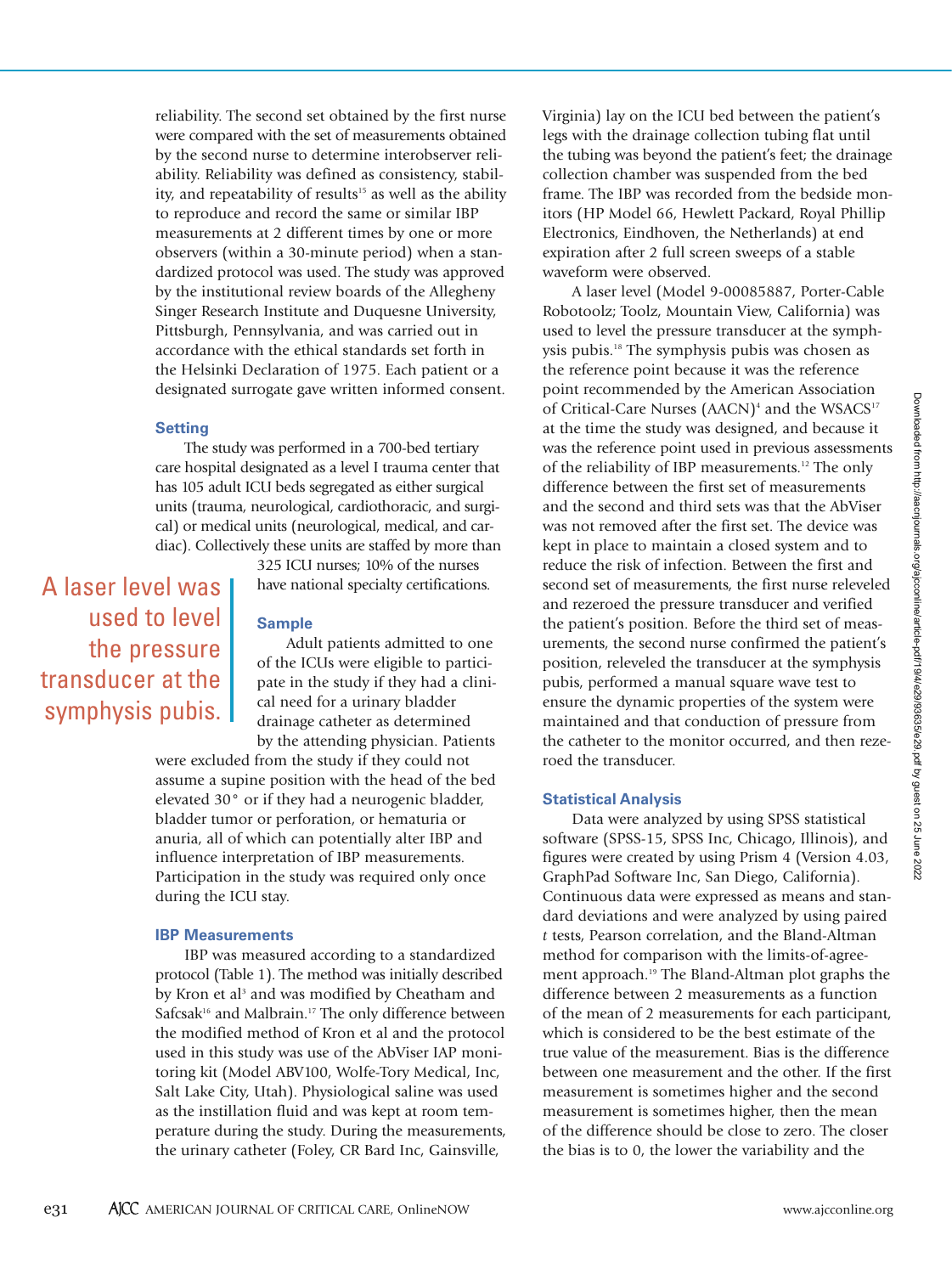reliability. The second set obtained by the first nurse were compared with the set of measurements obtained by the second nurse to determine interobserver reliability. Reliability was defined as consistency, stability, and repeatability of results[15] as well as the ability to reproduce and record the same or similar IBP measurements at 2 different times by one or more observers (within a 30-minute period) when a standardized protocol was used. The study was approved by the institutional review boards of the Allegheny Singer Research Institute and Duquesne University, Pittsburgh, Pennsylvania, and was carried out in accordance with the ethical standards set forth in the Helsinki Declaration of 1975. Each patient or a designated surrogate gave written informed consent.

### Setting

The study was performed in a 700-bed tertiary care hospital designated as a level I trauma center that has 105 adult ICU beds segregated as either surgical units (trauma, neurological, cardiothoracic, and surgical) or medical units (neurological, medical, and cardiac). Collectively these units are staffed by more than 325 ICU nurses; 10% of the nurses have national specialty certifications.

> A laser level was used to level the pressure transducer at the symphysis pubis.

### Sample

Adult patients admitted to one of the ICUs were eligible to participate in the study if they had a clinical need for a urinary bladder drainage catheter as determined by the attending physician. Patients were excluded from the study if they could not assume a supine position with the head of the bed elevated 30° or if they had a neurogenic bladder, bladder tumor or perforation, or hematuria or anuria, all of which can potentially alter IBP and influence interpretation of IBP measurements. Participation in the study was required only once during the ICU stay.

### IBP Measurements

IBP was measured according to a standardized protocol (Table 1). The method was initially described by Kron et al[3] and was modified by Cheatham and Safcsak[16] and Malbrain.[17] The only difference between the modified method of Kron et al and the protocol used in this study was use of the AbViser IAP monitoring kit (Model ABV100, Wolfe-Tory Medical, Inc, Salt Lake City, Utah). Physiological saline was used as the instillation fluid and was kept at room temperature during the study. During the measurements, the urinary catheter (Foley, CR Bard Inc, Gainsville, Virginia) lay on the ICU bed between the patient's legs with the drainage collection tubing flat until the tubing was beyond the patient's feet; the drainage collection chamber was suspended from the bed frame. The IBP was recorded from the bedside monitors (HP Model 66, Hewlett Packard, Royal Phillip Electronics, Eindhoven, the Netherlands) at end expiration after 2 full screen sweeps of a stable waveform were observed.

A laser level (Model 9-00085887, Porter-Cable Robotoolz; Toolz, Mountain View, California) was used to level the pressure transducer at the symphysis pubis.[18] The symphysis pubis was chosen as the reference point because it was the reference point recommended by the American Association of Critical-Care Nurses (AACN)[4] and the WSACS[17] at the time the study was designed, and because it was the reference point used in previous assessments of the reliability of IBP measurements.[12] The only difference between the first set of measurements and the second and third sets was that the AbViser was not removed after the first set. The device was kept in place to maintain a closed system and to reduce the risk of infection. Between the first and second set of measurements, the first nurse releveled and rezeroed the pressure transducer and verified the patient's position. Before the third set of measurements, the second nurse confirmed the patient's position, releveled the transducer at the symphysis pubis, performed a manual square wave test to ensure the dynamic properties of the system were maintained and that conduction of pressure from the catheter to the monitor occurred, and then rezeroed the transducer.

### Statistical Analysis

Data were analyzed by using SPSS statistical software (SPSS-15, SPSS Inc, Chicago, Illinois), and figures were created by using Prism 4 (Version 4.03, GraphPad Software Inc, San Diego, California). Continuous data were expressed as means and standard deviations and were analyzed by using paired *t* tests, Pearson correlation, and the Bland-Altman method for comparison with the limits-of-agreement approach.[19] The Bland-Altman plot graphs the difference between 2 measurements as a function of the mean of 2 measurements for each participant, which is considered to be the best estimate of the true value of the measurement. Bias is the difference between one measurement and the other. If the first measurement is sometimes higher and the second measurement is sometimes higher, then the mean of the difference should be close to zero. The closer the bias is to 0, the lower the variability and the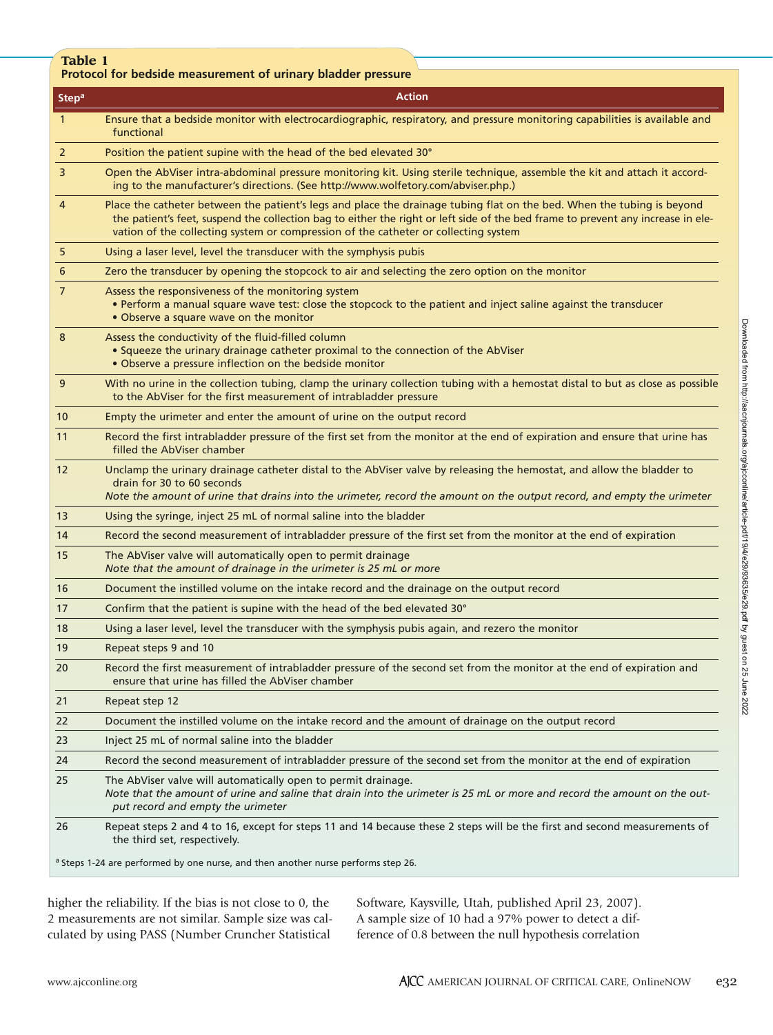**Table 1**
**Protocol for bedside measurement of urinary bladder pressure**

| Step[a] | Action |
|---|---|
| 1 | Ensure that a bedside monitor with electrocardiographic, respiratory, and pressure monitoring capabilities is available and functional |
| 2 | Position the patient supine with the head of the bed elevated 30° |
| 3 | Open the AbViser intra-abdominal pressure monitoring kit. Using sterile technique, assemble the kit and attach it according to the manufacturer's directions. (See http://www.wolfetory.com/abviser.php.) |
| 4 | Place the catheter between the patient's legs and place the drainage tubing flat on the bed. When the tubing is beyond the patient's feet, suspend the collection bag to either the right or left side of the bed frame to prevent any increase in elevation of the collecting system or compression of the catheter or collecting system |
| 5 | Using a laser level, level the transducer with the symphysis pubis |
| 6 | Zero the transducer by opening the stopcock to air and selecting the zero option on the monitor |
| 7 | Assess the responsiveness of the monitoring system<br>• Perform a manual square wave test: close the stopcock to the patient and inject saline against the transducer<br>• Observe a square wave on the monitor |
| 8 | Assess the conductivity of the fluid-filled column<br>• Squeeze the urinary drainage catheter proximal to the connection of the AbViser<br>• Observe a pressure inflection on the bedside monitor |
| 9 | With no urine in the collection tubing, clamp the urinary collection tubing with a hemostat distal to but as close as possible to the AbViser for the first measurement of intrabladder pressure |
| 10 | Empty the urimeter and enter the amount of urine on the output record |
| 11 | Record the first intrabladder pressure of the first set from the monitor at the end of expiration and ensure that urine has filled the AbViser chamber |
| 12 | Unclamp the urinary drainage catheter distal to the AbViser valve by releasing the hemostat, and allow the bladder to drain for 30 to 60 seconds<br>*Note the amount of urine that drains into the urimeter, record the amount on the output record, and empty the urimeter* |
| 13 | Using the syringe, inject 25 mL of normal saline into the bladder |
| 14 | Record the second measurement of intrabladder pressure of the first set from the monitor at the end of expiration |
| 15 | The AbViser valve will automatically open to permit drainage<br>*Note that the amount of drainage in the urimeter is 25 mL or more* |
| 16 | Document the instilled volume on the intake record and the drainage on the output record |
| 17 | Confirm that the patient is supine with the head of the bed elevated 30° |
| 18 | Using a laser level, level the transducer with the symphysis pubis again, and rezero the monitor |
| 19 | Repeat steps 9 and 10 |
| 20 | Record the first measurement of intrabladder pressure of the second set from the monitor at the end of expiration and ensure that urine has filled the AbViser chamber |
| 21 | Repeat step 12 |
| 22 | Document the instilled volume on the intake record and the amount of drainage on the output record |
| 23 | Inject 25 mL of normal saline into the bladder |
| 24 | Record the second measurement of intrabladder pressure of the second set from the monitor at the end of expiration |
| 25 | The AbViser valve will automatically open to permit drainage.<br>*Note that the amount of urine and saline that drain into the urimeter is 25 mL or more and record the amount on the output record and empty the urimeter* |
| 26 | Repeat steps 2 and 4 to 16, except for steps 11 and 14 because these 2 steps will be the first and second measurements of the third set, respectively. |

[a] Steps 1-24 are performed by one nurse, and then another nurse performs step 26.

higher the reliability. If the bias is not close to 0, the 2 measurements are not similar. Sample size was calculated by using PASS (Number Cruncher Statistical Software, Kaysville, Utah, published April 23, 2007). A sample size of 10 had a 97% power to detect a difference of 0.8 between the null hypothesis correlation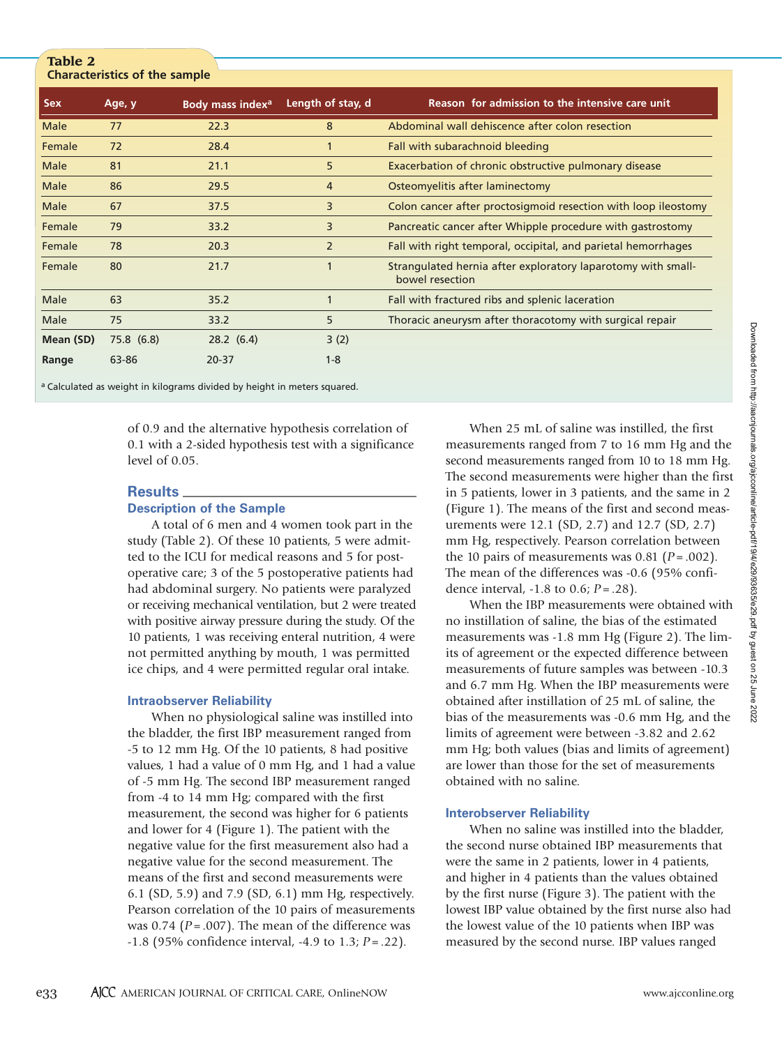**Table 2**
**Characteristics of the sample**

| Sex | Age, y | Body mass index[a] | Length of stay, d | Reason for admission to the intensive care unit |
|---|---|---|---|---|
| Male | 77 | 22.3 | 8 | Abdominal wall dehiscence after colon resection |
| Female | 72 | 28.4 | 1 | Fall with subarachnoid bleeding |
| Male | 81 | 21.1 | 5 | Exacerbation of chronic obstructive pulmonary disease |
| Male | 86 | 29.5 | 4 | Osteomyelitis after laminectomy |
| Male | 67 | 37.5 | 3 | Colon cancer after proctosigmoid resection with loop ileostomy |
| Female | 79 | 33.2 | 3 | Pancreatic cancer after Whipple procedure with gastrostomy |
| Female | 78 | 20.3 | 2 | Fall with right temporal, occipital, and parietal hemorrhages |
| Female | 80 | 21.7 | 1 | Strangulated hernia after exploratory laparotomy with small-bowel resection |
| Male | 63 | 35.2 | 1 | Fall with fractured ribs and splenic laceration |
| Male | 75 | 33.2 | 5 | Thoracic aneurysm after thoracotomy with surgical repair |
| **Mean (SD)** | 75.8 (6.8) | 28.2 (6.4) | 3 (2) | |
| **Range** | 63-86 | 20-37 | 1-8 | |

[a] Calculated as weight in kilograms divided by height in meters squared.

of 0.9 and the alternative hypothesis correlation of 0.1 with a 2-sided hypothesis test with a significance level of 0.05.

## Results

### Description of the Sample

A total of 6 men and 4 women took part in the study (Table 2). Of these 10 patients, 5 were admitted to the ICU for medical reasons and 5 for postoperative care; 3 of the 5 postoperative patients had had abdominal surgery. No patients were paralyzed or receiving mechanical ventilation, but 2 were treated with positive airway pressure during the study. Of the 10 patients, 1 was receiving enteral nutrition, 4 were not permitted anything by mouth, 1 was permitted ice chips, and 4 were permitted regular oral intake.

### Intraobserver Reliability

When no physiological saline was instilled into the bladder, the first IBP measurement ranged from -5 to 12 mm Hg. Of the 10 patients, 8 had positive values, 1 had a value of 0 mm Hg, and 1 had a value of -5 mm Hg. The second IBP measurement ranged from -4 to 14 mm Hg; compared with the first measurement, the second was higher for 6 patients and lower for 4 (Figure 1). The patient with the negative value for the first measurement also had a negative value for the second measurement. The means of the first and second measurements were 6.1 (SD, 5.9) and 7.9 (SD, 6.1) mm Hg, respectively. Pearson correlation of the 10 pairs of measurements was 0.74 ($P = .007$). The mean of the difference was -1.8 (95% confidence interval, -4.9 to 1.3; $P = .22$).

When 25 mL of saline was instilled, the first measurements ranged from 7 to 16 mm Hg and the second measurements ranged from 10 to 18 mm Hg. The second measurements were higher than the first in 5 patients, lower in 3 patients, and the same in 2 (Figure 1). The means of the first and second measurements were 12.1 (SD, 2.7) and 12.7 (SD, 2.7) mm Hg, respectively. Pearson correlation between the 10 pairs of measurements was 0.81 ($P = .002$). The mean of the differences was -0.6 (95% confidence interval, -1.8 to 0.6; $P = .28$).

When the IBP measurements were obtained with no instillation of saline, the bias of the estimated measurements was -1.8 mm Hg (Figure 2). The limits of agreement or the expected difference between measurements of future samples was between -10.3 and 6.7 mm Hg. When the IBP measurements were obtained after instillation of 25 mL of saline, the bias of the measurements was -0.6 mm Hg, and the limits of agreement were between -3.82 and 2.62 mm Hg; both values (bias and limits of agreement) are lower than those for the set of measurements obtained with no saline.

### Interobserver Reliability

When no saline was instilled into the bladder, the second nurse obtained IBP measurements that were the same in 2 patients, lower in 4 patients, and higher in 4 patients than the values obtained by the first nurse (Figure 3). The patient with the lowest IBP value obtained by the first nurse also had the lowest value of the 10 patients when IBP was measured by the second nurse. IBP values ranged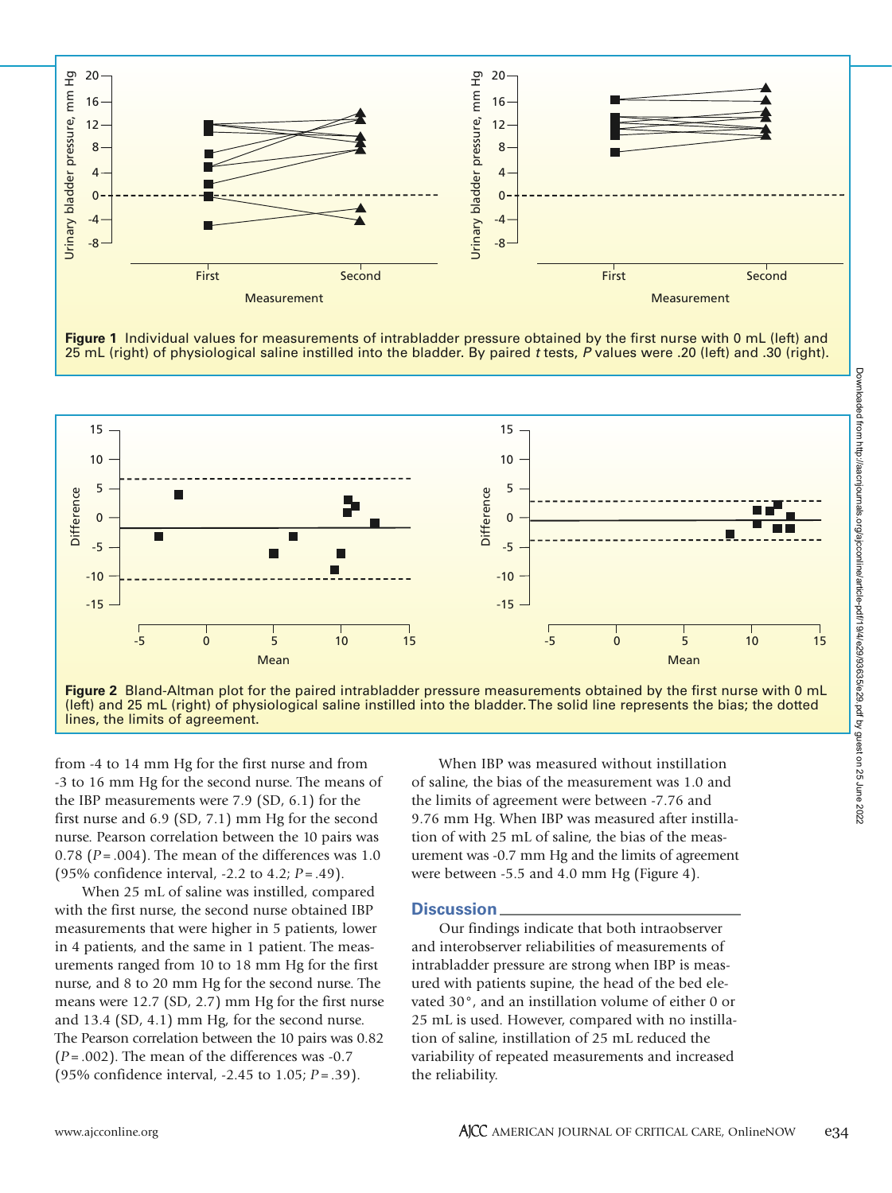Figure 1 Individual values for measurements of intrabladder pressure obtained by the first nurse with 0 mL (left) and 25 mL (right) of physiological saline instilled into the bladder. By paired *t* tests, *P* values were .20 (left) and .30 (right).

Figure 2 Bland-Altman plot for the paired intrabladder pressure measurements obtained by the first nurse with 0 mL (left) and 25 mL (right) of physiological saline instilled into the bladder. The solid line represents the bias; the dotted lines, the limits of agreement.

from -4 to 14 mm Hg for the first nurse and from -3 to 16 mm Hg for the second nurse. The means of the IBP measurements were 7.9 (SD, 6.1) for the first nurse and 6.9 (SD, 7.1) mm Hg for the second nurse. Pearson correlation between the 10 pairs was 0.78 ($P = .004$). The mean of the differences was 1.0 (95% confidence interval, -2.2 to 4.2; $P = .49$).

When 25 mL of saline was instilled, compared with the first nurse, the second nurse obtained IBP measurements that were higher in 5 patients, lower in 4 patients, and the same in 1 patient. The measurements ranged from 10 to 18 mm Hg for the first nurse, and 8 to 20 mm Hg for the second nurse. The means were 12.7 (SD, 2.7) mm Hg for the first nurse and 13.4 (SD, 4.1) mm Hg, for the second nurse. The Pearson correlation between the 10 pairs was 0.82 ($P = .002$). The mean of the differences was -0.7 (95% confidence interval, -2.45 to 1.05; $P = .39$).

When IBP was measured without instillation of saline, the bias of the measurement was 1.0 and the limits of agreement were between -7.76 and 9.76 mm Hg. When IBP was measured after instillation of with 25 mL of saline, the bias of the measurement was -0.7 mm Hg and the limits of agreement were between -5.5 and 4.0 mm Hg (Figure 4).

## Discussion

Our findings indicate that both intraobserver and interobserver reliabilities of measurements of intrabladder pressure are strong when IBP is measured with patients supine, the head of the bed elevated 30°, and an instillation volume of either 0 or 25 mL is used. However, compared with no instillation of saline, instillation of 25 mL reduced the variability of repeated measurements and increased the reliability.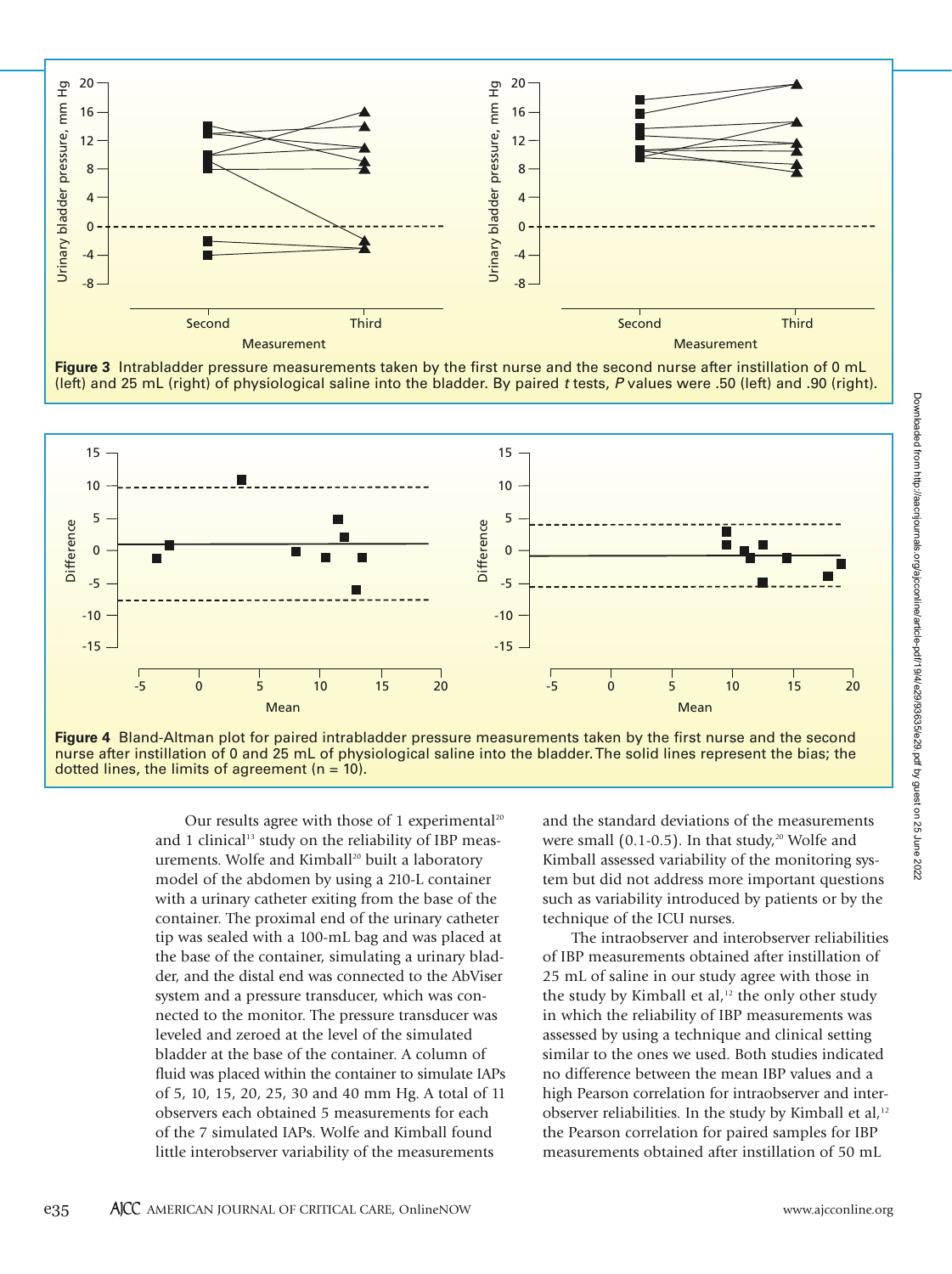**Figure 3** Intrabladder pressure measurements taken by the first nurse and the second nurse after instillation of 0 mL (left) and 25 mL (right) of physiological saline into the bladder. By paired *t* tests, *P* values were .50 (left) and .90 (right).

**Figure 4** Bland-Altman plot for paired intrabladder pressure measurements taken by the first nurse and the second nurse after instillation of 0 and 25 mL of physiological saline into the bladder. The solid lines represent the bias; the dotted lines, the limits of agreement (n = 10).

Our results agree with those of 1 experimental[20] and 1 clinical[13] study on the reliability of IBP measurements. Wolfe and Kimball[20] built a laboratory model of the abdomen by using a 210-L container with a urinary catheter exiting from the base of the container. The proximal end of the urinary catheter tip was sealed with a 100-mL bag and was placed at the base of the container, simulating a urinary bladder, and the distal end was connected to the AbViser system and a pressure transducer, which was connected to the monitor. The pressure transducer was leveled and zeroed at the level of the simulated bladder at the base of the container. A column of fluid was placed within the container to simulate IAPs of 5, 10, 15, 20, 25, 30 and 40 mm Hg. A total of 11 observers each obtained 5 measurements for each of the 7 simulated IAPs. Wolfe and Kimball found little interobserver variability of the measurements and the standard deviations of the measurements were small (0.1-0.5). In that study,[20] Wolfe and Kimball assessed variability of the monitoring system but did not address more important questions such as variability introduced by patients or by the technique of the ICU nurses.

The intraobserver and interobserver reliabilities of IBP measurements obtained after instillation of 25 mL of saline in our study agree with those in the study by Kimball et al,[12] the only other study in which the reliability of IBP measurements was assessed by using a technique and clinical setting similar to the ones we used. Both studies indicated no difference between the mean IBP values and a high Pearson correlation for intraobserver and interobserver reliabilities. In the study by Kimball et al,[12] the Pearson correlation for paired samples for IBP measurements obtained after instillation of 50 mL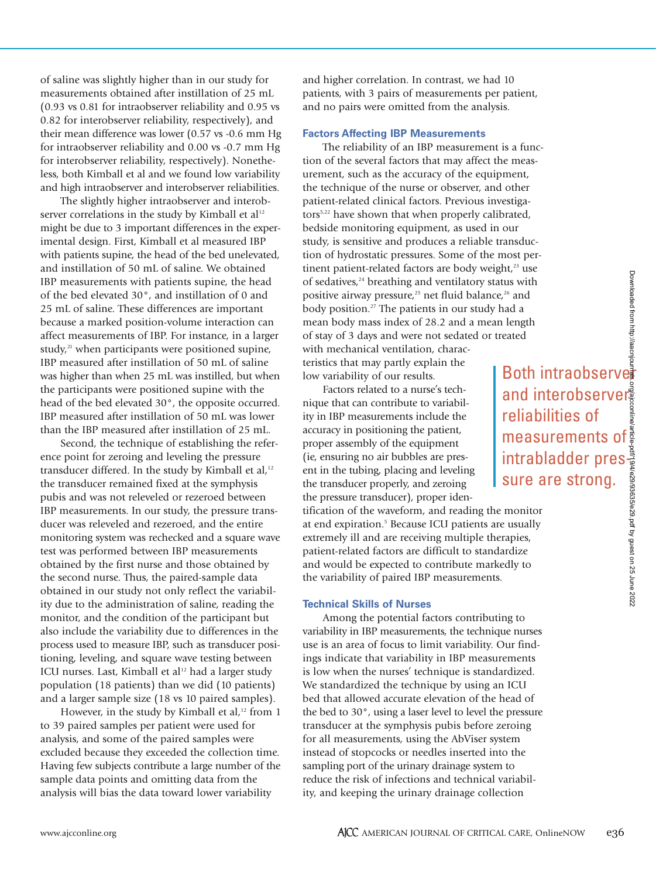of saline was slightly higher than in our study for measurements obtained after instillation of 25 mL (0.93 vs 0.81 for intraobserver reliability and 0.95 vs 0.82 for interobserver reliability, respectively), and their mean difference was lower (0.57 vs -0.6 mm Hg for intraobserver reliability and 0.00 vs -0.7 mm Hg for interobserver reliability, respectively). Nonetheless, both Kimball et al and we found low variability and high intraobserver and interobserver reliabilities.

The slightly higher intraobserver and interobserver correlations in the study by Kimball et al[12] might be due to 3 important differences in the experimental design. First, Kimball et al measured IBP with patients supine, the head of the bed unelevated, and instillation of 50 mL of saline. We obtained IBP measurements with patients supine, the head of the bed elevated 30°, and instillation of 0 and 25 mL of saline. These differences are important because a marked position-volume interaction can affect measurements of IBP. For instance, in a larger study,[21] when participants were positioned supine, IBP measured after instillation of 50 mL of saline was higher than when 25 mL was instilled, but when the participants were positioned supine with the head of the bed elevated 30°, the opposite occurred. IBP measured after instillation of 50 mL was lower than the IBP measured after instillation of 25 mL.

Second, the technique of establishing the reference point for zeroing and leveling the pressure transducer differed. In the study by Kimball et al,[12] the transducer remained fixed at the symphysis pubis and was not releveled or rezeroed between IBP measurements. In our study, the pressure transducer was releveled and rezeroed, and the entire monitoring system was rechecked and a square wave test was performed between IBP measurements obtained by the first nurse and those obtained by the second nurse. Thus, the paired-sample data obtained in our study not only reflect the variability due to the administration of saline, reading the monitor, and the condition of the participant but also include the variability due to differences in the process used to measure IBP, such as transducer positioning, leveling, and square wave testing between ICU nurses. Last, Kimball et al[12] had a larger study population (18 patients) than we did (10 patients) and a larger sample size (18 vs 10 paired samples).

However, in the study by Kimball et al,[12] from 1 to 39 paired samples per patient were used for analysis, and some of the paired samples were excluded because they exceeded the collection time. Having few subjects contribute a large number of the sample data points and omitting data from the analysis will bias the data toward lower variability and higher correlation. In contrast, we had 10 patients, with 3 pairs of measurements per patient, and no pairs were omitted from the analysis.

### Factors Affecting IBP Measurements

The reliability of an IBP measurement is a function of the several factors that may affect the measurement, such as the accuracy of the equipment, the technique of the nurse or observer, and other patient-related clinical factors. Previous investigators[5,22] have shown that when properly calibrated, bedside monitoring equipment, as used in our study, is sensitive and produces a reliable transduction of hydrostatic pressures. Some of the most pertinent patient-related factors are body weight,[23] use of sedatives,[24] breathing and ventilatory status with positive airway pressure,[25] net fluid balance,[26] and body position.[27] The patients in our study had a mean body mass index of 28.2 and a mean length of stay of 3 days and were not sedated or treated with mechanical ventilation, characteristics that may partly explain the low variability of our results.

Factors related to a nurse's technique that can contribute to variability in IBP measurements include the accuracy in positioning the patient, proper assembly of the equipment (ie, ensuring no air bubbles are present in the tubing, placing and leveling the transducer properly, and zeroing the pressure transducer), proper identification of the waveform, and reading the monitor at end expiration.[5] Because ICU patients are usually extremely ill and are receiving multiple therapies, patient-related factors are difficult to standardize and would be expected to contribute markedly to the variability of paired IBP measurements.

> Both intraobserver and interobserver reliabilities of measurements of intrabladder pressure are strong.

### Technical Skills of Nurses

Among the potential factors contributing to variability in IBP measurements, the technique nurses use is an area of focus to limit variability. Our findings indicate that variability in IBP measurements is low when the nurses' technique is standardized. We standardized the technique by using an ICU bed that allowed accurate elevation of the head of the bed to 30°, using a laser level to level the pressure transducer at the symphysis pubis before zeroing for all measurements, using the AbViser system instead of stopcocks or needles inserted into the sampling port of the urinary drainage system to reduce the risk of infections and technical variability, and keeping the urinary drainage collection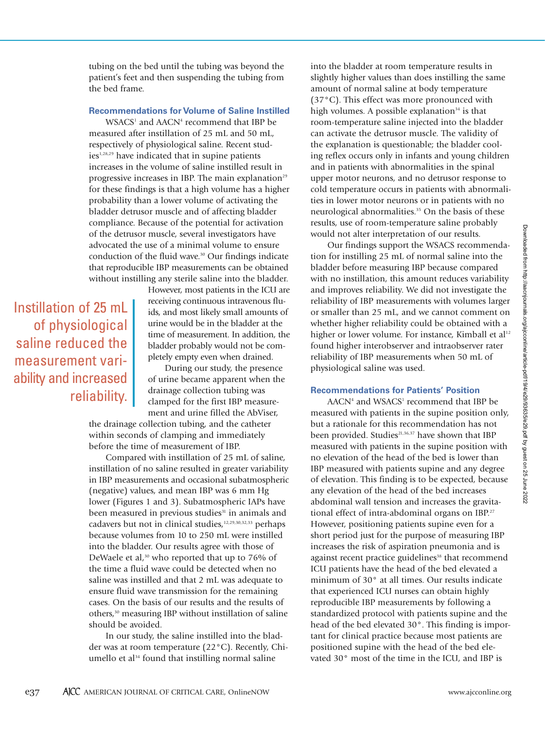tubing on the bed until the tubing was beyond the patient's feet and then suspending the tubing from the bed frame.

### Recommendations for Volume of Saline Instilled

WSACS[1] and AACN[4] recommend that IBP be measured after instillation of 25 mL and 50 mL, respectively of physiological saline. Recent studies[1,28,29] have indicated that in supine patients increases in the volume of saline instilled result in progressive increases in IBP. The main explanation[29] for these findings is that a high volume has a higher probability than a lower volume of activating the bladder detrusor muscle and of affecting bladder compliance. Because of the potential for activation of the detrusor muscle, several investigators have advocated the use of a minimal volume to ensure conduction of the fluid wave.[30] Our findings indicate that reproducible IBP measurements can be obtained without instilling any sterile saline into the bladder. However, most patients in the ICU are receiving continuous intravenous fluids, and most likely small amounts of urine would be in the bladder at the time of measurement. In addition, the bladder probably would not be completely empty even when drained.

> Instillation of 25 mL of physiological saline reduced the measurement variability and increased reliability.

During our study, the presence of urine became apparent when the drainage collection tubing was clamped for the first IBP measurement and urine filled the AbViser, the drainage collection tubing, and the catheter within seconds of clamping and immediately before the time of measurement of IBP.

Compared with instillation of 25 mL of saline, instillation of no saline resulted in greater variability in IBP measurements and occasional subatmospheric (negative) values, and mean IBP was 6 mm Hg lower (Figures 1 and 3). Subatmospheric IAPs have been measured in previous studies[31] in animals and cadavers but not in clinical studies,[12,29,30,32,33] perhaps because volumes from 10 to 250 mL were instilled into the bladder. Our results agree with those of DeWaele et al,[30] who reported that up to 76% of the time a fluid wave could be detected when no saline was instilled and that 2 mL was adequate to ensure fluid wave transmission for the remaining cases. On the basis of our results and the results of others,[30] measuring IBP without instillation of saline should be avoided.

In our study, the saline instilled into the bladder was at room temperature (22°C). Recently, Chiumello et al[34] found that instilling normal saline into the bladder at room temperature results in slightly higher values than does instilling the same amount of normal saline at body temperature (37°C). This effect was more pronounced with high volumes. A possible explanation[34] is that room-temperature saline injected into the bladder can activate the detrusor muscle. The validity of the explanation is questionable; the bladder cooling reflex occurs only in infants and young children and in patients with abnormalities in the spinal upper motor neurons, and no detrusor response to cold temperature occurs in patients with abnormalities in lower motor neurons or in patients with no neurological abnormalities.[35] On the basis of these results, use of room-temperature saline probably would not alter interpretation of our results.

Our findings support the WSACS recommendation for instilling 25 mL of normal saline into the bladder before measuring IBP because compared with no instillation, this amount reduces variability and improves reliability. We did not investigate the reliability of IBP measurements with volumes larger or smaller than 25 mL, and we cannot comment on whether higher reliability could be obtained with a higher or lower volume. For instance, Kimball et al[12] found higher interobserver and intraobserver rater reliability of IBP measurements when 50 mL of physiological saline was used.

### Recommendations for Patients' Position

AACN[4] and WSACS[1] recommend that IBP be measured with patients in the supine position only, but a rationale for this recommendation has not been provided. Studies[21,36,37] have shown that IBP measured with patients in the supine position with no elevation of the head of the bed is lower than IBP measured with patients supine and any degree of elevation. This finding is to be expected, because any elevation of the head of the bed increases abdominal wall tension and increases the gravitational effect of intra-abdominal organs on IBP.[27] However, positioning patients supine even for a short period just for the purpose of measuring IBP increases the risk of aspiration pneumonia and is against recent practice guidelines[38] that recommend ICU patients have the head of the bed elevated a minimum of 30° at all times. Our results indicate that experienced ICU nurses can obtain highly reproducible IBP measurements by following a standardized protocol with patients supine and the head of the bed elevated 30°. This finding is important for clinical practice because most patients are positioned supine with the head of the bed elevated 30° most of the time in the ICU, and IBP is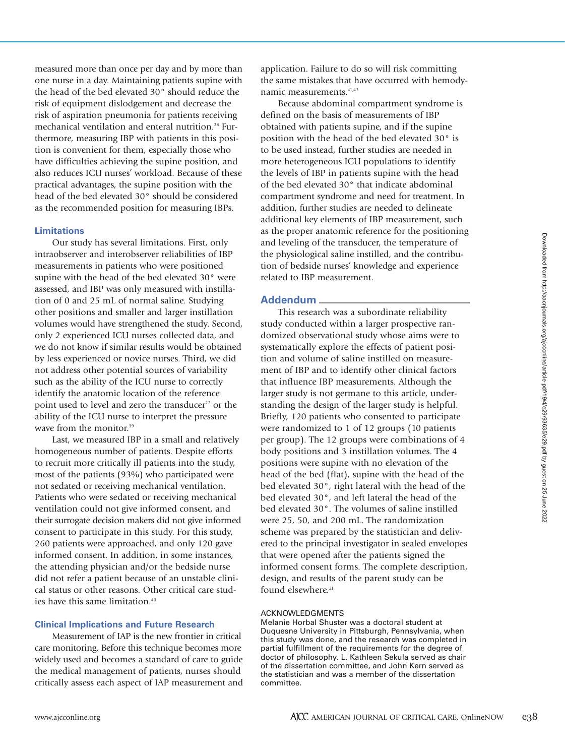measured more than once per day and by more than one nurse in a day. Maintaining patients supine with the head of the bed elevated 30° should reduce the risk of equipment dislodgement and decrease the risk of aspiration pneumonia for patients receiving mechanical ventilation and enteral nutrition.[38] Furthermore, measuring IBP with patients in this position is convenient for them, especially those who have difficulties achieving the supine position, and also reduces ICU nurses' workload. Because of these practical advantages, the supine position with the head of the bed elevated 30° should be considered as the recommended position for measuring IBPs.

### Limitations

Our study has several limitations. First, only intraobserver and interobserver reliabilities of IBP measurements in patients who were positioned supine with the head of the bed elevated 30° were assessed, and IBP was only measured with instillation of 0 and 25 mL of normal saline. Studying other positions and smaller and larger instillation volumes would have strengthened the study. Second, only 2 experienced ICU nurses collected data, and we do not know if similar results would be obtained by less experienced or novice nurses. Third, we did not address other potential sources of variability such as the ability of the ICU nurse to correctly identify the anatomic location of the reference point used to level and zero the transducer[22] or the ability of the ICU nurse to interpret the pressure wave from the monitor.[39]

Last, we measured IBP in a small and relatively homogeneous number of patients. Despite efforts to recruit more critically ill patients into the study, most of the patients (93%) who participated were not sedated or receiving mechanical ventilation. Patients who were sedated or receiving mechanical ventilation could not give informed consent, and their surrogate decision makers did not give informed consent to participate in this study. For this study, 260 patients were approached, and only 120 gave informed consent. In addition, in some instances, the attending physician and/or the bedside nurse did not refer a patient because of an unstable clinical status or other reasons. Other critical care studies have this same limitation.[40]

### Clinical Implications and Future Research

Measurement of IAP is the new frontier in critical care monitoring. Before this technique becomes more widely used and becomes a standard of care to guide the medical management of patients, nurses should critically assess each aspect of IAP measurement and application. Failure to do so will risk committing the same mistakes that have occurred with hemodynamic measurements.[41,42]

Because abdominal compartment syndrome is defined on the basis of measurements of IBP obtained with patients supine, and if the supine position with the head of the bed elevated 30° is to be used instead, further studies are needed in more heterogeneous ICU populations to identify the levels of IBP in patients supine with the head of the bed elevated 30° that indicate abdominal compartment syndrome and need for treatment. In addition, further studies are needed to delineate additional key elements of IBP measurement, such as the proper anatomic reference for the positioning and leveling of the transducer, the temperature of the physiological saline instilled, and the contribution of bedside nurses' knowledge and experience related to IBP measurement.

## Addendum

This research was a subordinate reliability study conducted within a larger prospective randomized observational study whose aims were to systematically explore the effects of patient position and volume of saline instilled on measurement of IBP and to identify other clinical factors that influence IBP measurements. Although the larger study is not germane to this article, understanding the design of the larger study is helpful. Briefly, 120 patients who consented to participate were randomized to 1 of 12 groups (10 patients per group). The 12 groups were combinations of 4 body positions and 3 instillation volumes. The 4 positions were supine with no elevation of the head of the bed (flat), supine with the head of the bed elevated 30°, right lateral with the head of the bed elevated 30°, and left lateral the head of the bed elevated 30°. The volumes of saline instilled were 25, 50, and 200 mL. The randomization scheme was prepared by the statistician and delivered to the principal investigator in sealed envelopes that were opened after the patients signed the informed consent forms. The complete description, design, and results of the parent study can be found elsewhere.[21]

ACKNOWLEDGMENTS

Melanie Horbal Shuster was a doctoral student at Duquesne University in Pittsburgh, Pennsylvania, when this study was done, and the research was completed in partial fulfillment of the requirements for the degree of doctor of philosophy. L. Kathleen Sekula served as chair of the dissertation committee, and John Kern served as the statistician and was a member of the dissertation committee.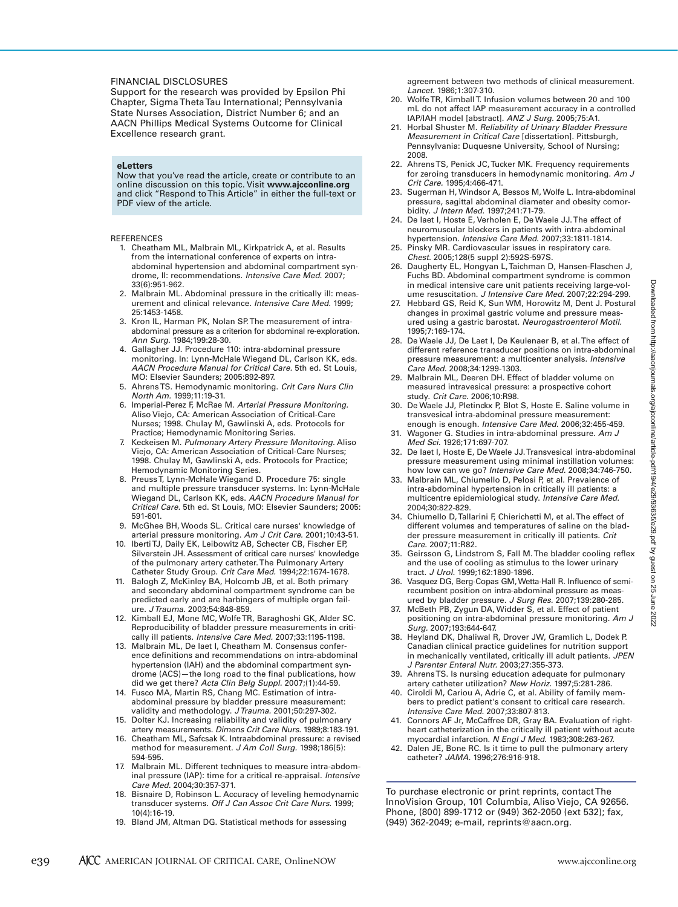## FINANCIAL DISCLOSURES

Support for the research was provided by Epsilon Phi Chapter, Sigma Theta Tau International; Pennsylvania State Nurses Association, District Number 6; and an AACN Phillips Medical Systems Outcome for Clinical Excellence research grant.

**eLetters**

Now that you've read the article, create or contribute to an online discussion on this topic. Visit **www.ajcconline.org** and click "Respond to This Article" in either the full-text or PDF view of the article.

## REFERENCES

1. Cheatham ML, Malbrain ML, Kirkpatrick A, et al. Results from the international conference of experts on intra-abdominal hypertension and abdominal compartment syndrome, II: recommendations. *Intensive Care Med.* 2007; 33(6):951-962.
2. Malbrain ML. Abdominal pressure in the critically ill: measurement and clinical relevance. *Intensive Care Med.* 1999; 25:1453-1458.
3. Kron IL, Harman PK, Nolan SP. The measurement of intra-abdominal pressure as a criterion for abdominal re-exploration. *Ann Surg.* 1984;199:28-30.
4. Gallagher JJ. Procedure 110: intra-abdominal pressure monitoring. In: Lynn-McHale Wiegand DL, Carlson KK, eds. *AACN Procedure Manual for Critical Care.* 5th ed. St Louis, MO: Elsevier Saunders; 2005:892-897.
5. Ahrens TS. Hemodynamic monitoring. *Crit Care Nurs Clin North Am.* 1999;11:19-31.
6. Imperial-Perez F, McRae M. *Arterial Pressure Monitoring.* Aliso Viejo, CA: American Association of Critical-Care Nurses; 1998. Chulay M, Gawlinski A, eds. Protocols for Practice; Hemodynamic Monitoring Series.
7. Keckeisen M. *Pulmonary Artery Pressure Monitoring.* Aliso Viejo, CA: American Association of Critical-Care Nurses; 1998. Chulay M, Gawlinski A, eds. Protocols for Practice; Hemodynamic Monitoring Series.
8. Preuss T, Lynn-McHale Wiegand D. Procedure 75: single and multiple pressure transducer systems. In: Lynn-McHale Wiegand DL, Carlson KK, eds. *AACN Procedure Manual for Critical Care.* 5th ed. St Louis, MO: Elsevier Saunders; 2005: 591-601.
9. McGhee BH, Woods SL. Critical care nurses' knowledge of arterial pressure monitoring. *Am J Crit Care.* 2001;10:43-51.
10. Iberti TJ, Daily EK, Leibowitz AB, Schecter CB, Fischer EP, Silverstein JH. Assessment of critical care nurses' knowledge of the pulmonary artery catheter. The Pulmonary Artery Catheter Study Group. *Crit Care Med.* 1994;22:1674-1678.
11. Balogh Z, McKinley BA, Holcomb JB, et al. Both primary and secondary abdominal compartment syndrome can be predicted early and are harbingers of multiple organ failure. *J Trauma.* 2003;54:848-859.
12. Kimball EJ, Mone MC, Wolfe TR, Baraghoshi GK, Alder SC. Reproducibility of bladder pressure measurements in critically ill patients. *Intensive Care Med.* 2007;33:1195-1198.
13. Malbrain ML, De laet I, Cheatham M. Consensus conference definitions and recommendations on intra-abdominal hypertension (IAH) and the abdominal compartment syndrome (ACS)—the long road to the final publications, how did we get there? *Acta Clin Belg Suppl.* 2007;(1):44-59.
14. Fusco MA, Martin RS, Chang MC. Estimation of intra-abdominal pressure by bladder pressure measurement: validity and methodology. *J Trauma.* 2001;50:297-302.
15. Dolter KJ. Increasing reliability and validity of pulmonary artery measurements. *Dimens Crit Care Nurs.* 1989;8:183-191.
16. Cheatham ML, Safcsak K. Intraabdominal pressure: a revised method for measurement. *J Am Coll Surg.* 1998;186(5): 594-595.
17. Malbrain ML. Different techniques to measure intra-abdominal pressure (IAP): time for a critical re-appraisal. *Intensive Care Med.* 2004;30:357-371.
18. Bisnaire D, Robinson L. Accuracy of leveling hemodynamic transducer systems. *Off J Can Assoc Crit Care Nurs.* 1999; 10(4):16-19.
19. Bland JM, Altman DG. Statistical methods for assessing agreement between two methods of clinical measurement. *Lancet.* 1986;1:307-310.
20. Wolfe TR, Kimball T. Infusion volumes between 20 and 100 mL do not affect IAP measurement accuracy in a controlled IAP/IAH model [abstract]. *ANZ J Surg.* 2005;75:A1.
21. Horbal Shuster M. *Reliability of Urinary Bladder Pressure Measurement in Critical Care* [dissertation]. Pittsburgh, Pennsylvania: Duquesne University, School of Nursing; 2008.
22. Ahrens TS, Penick JC, Tucker MK. Frequency requirements for zeroing transducers in hemodynamic monitoring. *Am J Crit Care.* 1995;4:466-471.
23. Sugerman H, Windsor A, Bessos M, Wolfe L. Intra-abdominal pressure, sagittal abdominal diameter and obesity comorbidity. *J Intern Med.* 1997;241:71-79.
24. De laet I, Hoste E, Verholen E, De Waele JJ. The effect of neuromuscular blockers in patients with intra-abdominal hypertension. *Intensive Care Med.* 2007;33:1811-1814.
25. Pinsky MR. Cardiovascular issues in respiratory care. *Chest.* 2005;128(5 suppl 2):592S-597S.
26. Daugherty EL, Hongyan L, Taichman D, Hansen-Flaschen J, Fuchs BD. Abdominal compartment syndrome is common in medical intensive care unit patients receiving large-volume resuscitation. *J Intensive Care Med.* 2007;22:294-299.
27. Hebbard GS, Reid K, Sun WM, Horowitz M, Dent J. Postural changes in proximal gastric volume and pressure measured using a gastric barostat. *Neurogastroenterol Motil.* 1995;7:169-174.
28. De Waele JJ, De Laet I, De Keulenaer B, et al. The effect of different reference transducer positions on intra-abdominal pressure measurement: a multicenter analysis. *Intensive Care Med.* 2008;34:1299-1303.
29. Malbrain ML, Deeren DH. Effect of bladder volume on measured intravesical pressure: a prospective cohort study. *Crit Care.* 2006;10:R98.
30. De Waele JJ, Pletinckx P, Blot S, Hoste E. Saline volume in transvesical intra-abdominal pressure measurement: enough is enough. *Intensive Care Med.* 2006;32:455-459.
31. Wagoner G. Studies in intra-abdominal pressure. *Am J Med Sci.* 1926;171:697-707.
32. De laet I, Hoste E, De Waele JJ. Transvesical intra-abdominal pressure measurement using minimal instillation volumes: how low can we go? *Intensive Care Med.* 2008;34:746-750.
33. Malbrain ML, Chiumello D, Pelosi P, et al. Prevalence of intra-abdominal hypertension in critically ill patients: a multicentre epidemiological study. *Intensive Care Med.* 2004;30:822-829.
34. Chiumello D, Tallarini F, Chierichetti M, et al. The effect of different volumes and temperatures of saline on the bladder pressure measurement in critically ill patients. *Crit Care.* 2007;11:R82.
35. Geirsson G, Lindstrom S, Fall M. The bladder cooling reflex and the use of cooling as stimulus to the lower urinary tract. *J Urol.* 1999;162:1890-1896.
36. Vasquez DG, Berg-Copas GM, Wetta-Hall R. Influence of semi-recumbent position on intra-abdominal pressure as measured by bladder pressure. *J Surg Res.* 2007;139:280-285.
37. McBeth PB, Zygun DA, Widder S, et al. Effect of patient positioning on intra-abdominal pressure monitoring. *Am J Surg.* 2007;193:644-647.
38. Heyland DK, Dhaliwal R, Drover JW, Gramlich L, Dodek P. Canadian clinical practice guidelines for nutrition support in mechanically ventilated, critically ill adult patients. *JPEN J Parenter Enteral Nutr.* 2003;27:355-373.
39. Ahrens TS. Is nursing education adequate for pulmonary artery catheter utilization? *New Horiz.* 1997;5:281-286.
40. Ciroldi M, Cariou A, Adrie C, et al. Ability of family members to predict patient's consent to critical care research. *Intensive Care Med.* 2007;33:807-813.
41. Connors AF Jr, McCaffree DR, Gray BA. Evaluation of right-heart catheterization in the critically ill patient without acute myocardial infarction. *N Engl J Med.* 1983;308:263-267.
42. Dalen JE, Bone RC. Is it time to pull the pulmonary artery catheter? *JAMA.* 1996;276:916-918.

To purchase electronic or print reprints, contact The InnoVision Group, 101 Columbia, Aliso Viejo, CA 92656. Phone, (800) 899-1712 or (949) 362-2050 (ext 532); fax, (949) 362-2049; e-mail, reprints@aacn.org.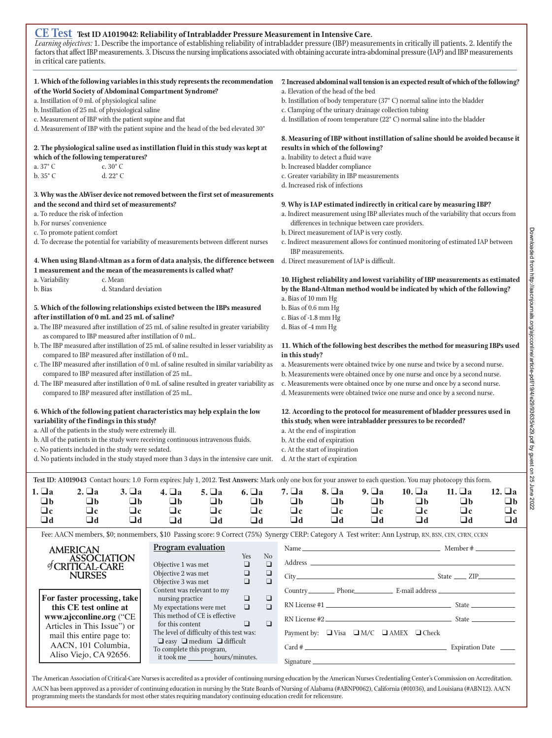## CE Test Test ID A1019042: Reliability of Intrabladder Pressure Measurement in Intensive Care.

*Learning objectives:* 1. Describe the importance of establishing reliability of intrabladder pressure (IBP) measurements in critically ill patients. 2. Identify the factors that affect IBP measurements. 3. Discuss the nursing implications associated with obtaining accurate intra-abdominal pressure (IAP) and IBP measurements in critical care patients.

**1. Which of the following variables in this study represents the recommendation of the World Society of Abdominal Compartment Syndrome?**

a. Instillation of 0 mL of physiological saline
b. Instillation of 25 mL of physiological saline
c. Measurement of IBP with the patient supine and flat
d. Measurement of IBP with the patient supine and the head of the bed elevated 30°

**2. The physiological saline used as instillation fluid in this study was kept at which of the following temperatures?**

a. 37° C
b. 35° C
c. 30° C
d. 22° C

**3. Why was the AbViser device not removed between the first set of measurements and the second and third set of measurements?**

a. To reduce the risk of infection
b. For nurses' convenience
c. To promote patient comfort
d. To decrease the potential for variability of measurements between different nurses

**4. When using Bland-Altman as a form of data analysis, the difference between 1 measurement and the mean of the measurements is called what?**

a. Variability
b. Bias
c. Mean
d. Standard deviation

**5. Which of the following relationships existed between the IBPs measured after instillation of 0 mL and 25 mL of saline?**

a. The IBP measured after instillation of 25 mL of saline resulted in greater variability as compared to IBP measured after instillation of 0 mL.
b. The IBP measured after instillation of 25 mL of saline resulted in lesser variability as compared to IBP measured after instillation of 0 mL.
c. The IBP measured after instillation of 0 mL of saline resulted in similar variability as compared to IBP measured after instillation of 25 mL.
d. The IBP measured after instillation of 0 mL of saline resulted in greater variability as compared to IBP measured after instillation of 25 mL.

**6. Which of the following patient characteristics may help explain the low variability of the findings in this study?**

a. All of the patients in the study were extremely ill.
b. All of the patients in the study were receiving continuous intravenous fluids.
c. No patients included in the study were sedated.
d. No patients included in the study stayed more than 3 days in the intensive care unit.

**7. Increased abdominal wall tension is an expected result of which of the following?**

a. Elevation of the head of the bed
b. Instillation of body temperature (37° C) normal saline into the bladder
c. Clamping of the urinary drainage collection tubing
d. Instillation of room temperature (22° C) normal saline into the bladder

**8. Measuring of IBP without instillation of saline should be avoided because it results in which of the following?**

a. Inability to detect a fluid wave
b. Increased bladder compliance
c. Greater variability in IBP measurements
d. Increased risk of infections

**9. Why is IAP estimated indirectly in critical care by measuring IBP?**

a. Indirect measurement using IBP alleviates much of the variability that occurs from differences in technique between care providers.
b. Direct measurement of IAP is very costly.
c. Indirect measurement allows for continued monitoring of estimated IAP between IBP measurements.
d. Direct measurement of IAP is difficult.

**10. Highest reliability and lowest variability of IBP measurements as estimated by the Bland-Altman method would be indicated by which of the following?**

a. Bias of 10 mm Hg
b. Bias of 0.6 mm Hg
c. Bias of -1.8 mm Hg
d. Bias of -4 mm Hg

**11. Which of the following best describes the method for measuring IBPs used in this study?**

a. Measurements were obtained twice by one nurse and twice by a second nurse.
b. Measurements were obtained once by one nurse and once by a second nurse.
c. Measurements were obtained once by one nurse and once by a second nurse.
d. Measurements were obtained twice one nurse and once by a second nurse.

**12. According to the protocol for measurement of bladder pressures used in this study, when were intrabladder pressures to be recorded?**

a. At the end of inspiration
b. At the end of expiration
c. At the start of inspiration
d. At the start of expiration

**Test ID: A1019043** Contact hours: 1.0 Form expires: July 1, 2012. **Test Answers:** Mark only one box for your answer to each question. You may photocopy this form.

| 1. | 2. | 3. | 4. | 5. | 6. | 7. | 8. | 9. | 10. | 11. | 12. |
|---|---|---|---|---|---|---|---|---|---|---|---|
| ❑a | ❑a | ❑a | ❑a | ❑a | ❑a | ❑a | ❑a | ❑a | ❑a | ❑a | ❑a |
| ❑b | ❑b | ❑b | ❑b | ❑b | ❑b | ❑b | ❑b | ❑b | ❑b | ❑b | ❑b |
| ❑c | ❑c | ❑c | ❑c | ❑c | ❑c | ❑c | ❑c | ❑c | ❑c | ❑c | ❑c |
| ❑d | ❑d | ❑d | ❑d | ❑d | ❑d | ❑d | ❑d | ❑d | ❑d | ❑d | ❑d |

Fee: AACN members, $0; nonmembers, $10 Passing score: 9 Correct (75%) Synergy CERP: Category A Test writer: Ann Lystrup, RN, BSN, CEN, CFRN, CCRN

AMERICAN ASSOCIATION of CRITICAL-CARE NURSES

**For faster processing, take this CE test online at www.ajcconline.org** ("CE Articles in This Issue") or mail this entire page to: AACN, 101 Columbia, Aliso Viejo, CA 92656.

**Program evaluation**

| | Yes | No |
|---|---|---|
| Objective 1 was met | ❑ | ❑ |
| Objective 2 was met | ❑ | ❑ |
| Objective 3 was met | ❑ | ❑ |
| Content was relevant to my nursing practice | ❑ | ❑ |
| My expectations were met | ❑ | ❑ |
| This method of CE is effective for this content | ❑ | ❑ |

The level of difficulty of this test was: ❑ easy ❑ medium ❑ difficult

To complete this program, it took me _______ hours/minutes.

Name ____________________ Member # __________

Address ____________________

City ____________________ State ____ ZIP ________

Country ________ Phone ________ E-mail address ____________________

RN License #1 ____________________ State __________

RN License #2 ____________________ State __________

Payment by: ❑ Visa ❑ M/C ❑ AMEX ❑ Check

Card # ____________________ Expiration Date ______

Signature ____________________

The American Association of Critical-Care Nurses is accredited as a provider of continuing nursing education by the American Nurses Credentialing Center's Commission on Accreditation.

AACN has been approved as a provider of continuing education in nursing by the State Boards of Nursing of Alabama (#ABNP0062), California (#01036), and Louisiana (#ABN12). AACN programming meets the standards for most other states requiring mandatory continuing education credit for relicensure.